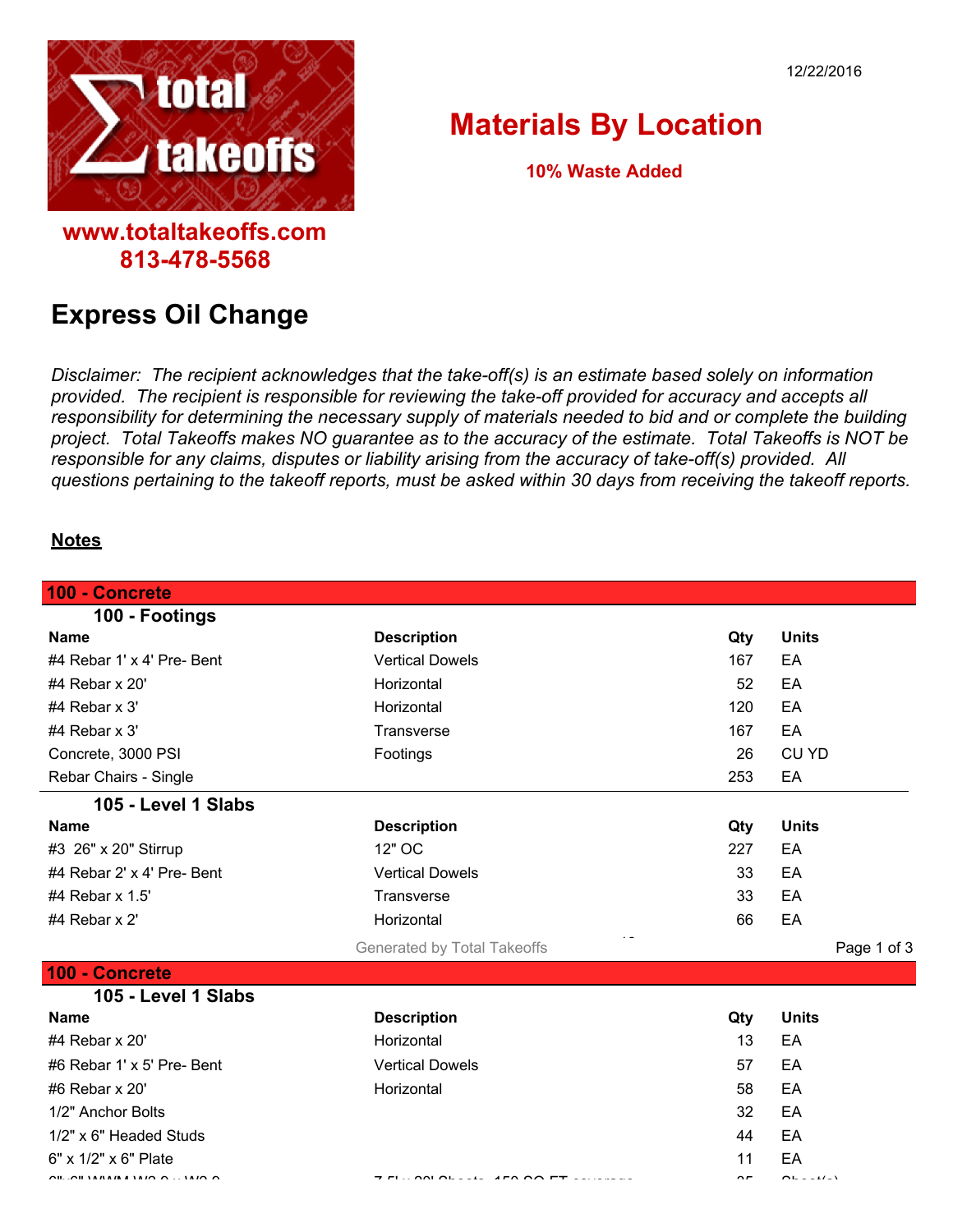12/22/2016

**www.totaltakeoffs.com**
**813-478-5568**

# Materials By Location

**10% Waste Added**

# Express Oil Change

*Disclaimer: The recipient acknowledges that the take-off(s) is an estimate based solely on information provided. The recipient is responsible for reviewing the take-off provided for accuracy and accepts all responsibility for determining the necessary supply of materials needed to bid and or complete the building project. Total Takeoffs makes NO guarantee as to the accuracy of the estimate. Total Takeoffs is NOT be responsible for any claims, disputes or liability arising from the accuracy of take-off(s) provided. All questions pertaining to the takeoff reports, must be asked within 30 days from receiving the takeoff reports.*

## Notes

## 100 - Concrete

### 100 - Footings

| Name | Description | Qty | Units |
|---|---|---|---|
| #4 Rebar 1' x 4' Pre- Bent | Vertical Dowels | 167 | EA |
| #4 Rebar x 20' | Horizontal | 52 | EA |
| #4 Rebar x 3' | Horizontal | 120 | EA |
| #4 Rebar x 3' | Transverse | 167 | EA |
| Concrete, 3000 PSI | Footings | 26 | CU YD |
| Rebar Chairs - Single | | 253 | EA |

### 105 - Level 1 Slabs

| Name | Description | Qty | Units |
|---|---|---|---|
| #3 26" x 20" Stirrup | 12" OC | 227 | EA |
| #4 Rebar 2' x 4' Pre- Bent | Vertical Dowels | 33 | EA |
| #4 Rebar x 1.5' | Transverse | 33 | EA |
| #4 Rebar x 2' | Horizontal | 66 | EA |
| #4 Rebar x 20' | Horizontal | 13 | EA |
| #6 Rebar 1' x 5' Pre- Bent | Vertical Dowels | 57 | EA |
| #6 Rebar x 20' | Horizontal | 58 | EA |
| 1/2" Anchor Bolts | | 32 | EA |
| 1/2" x 6" Headed Studs | | 44 | EA |
| 6" x 1/2" x 6" Plate | | 11 | EA |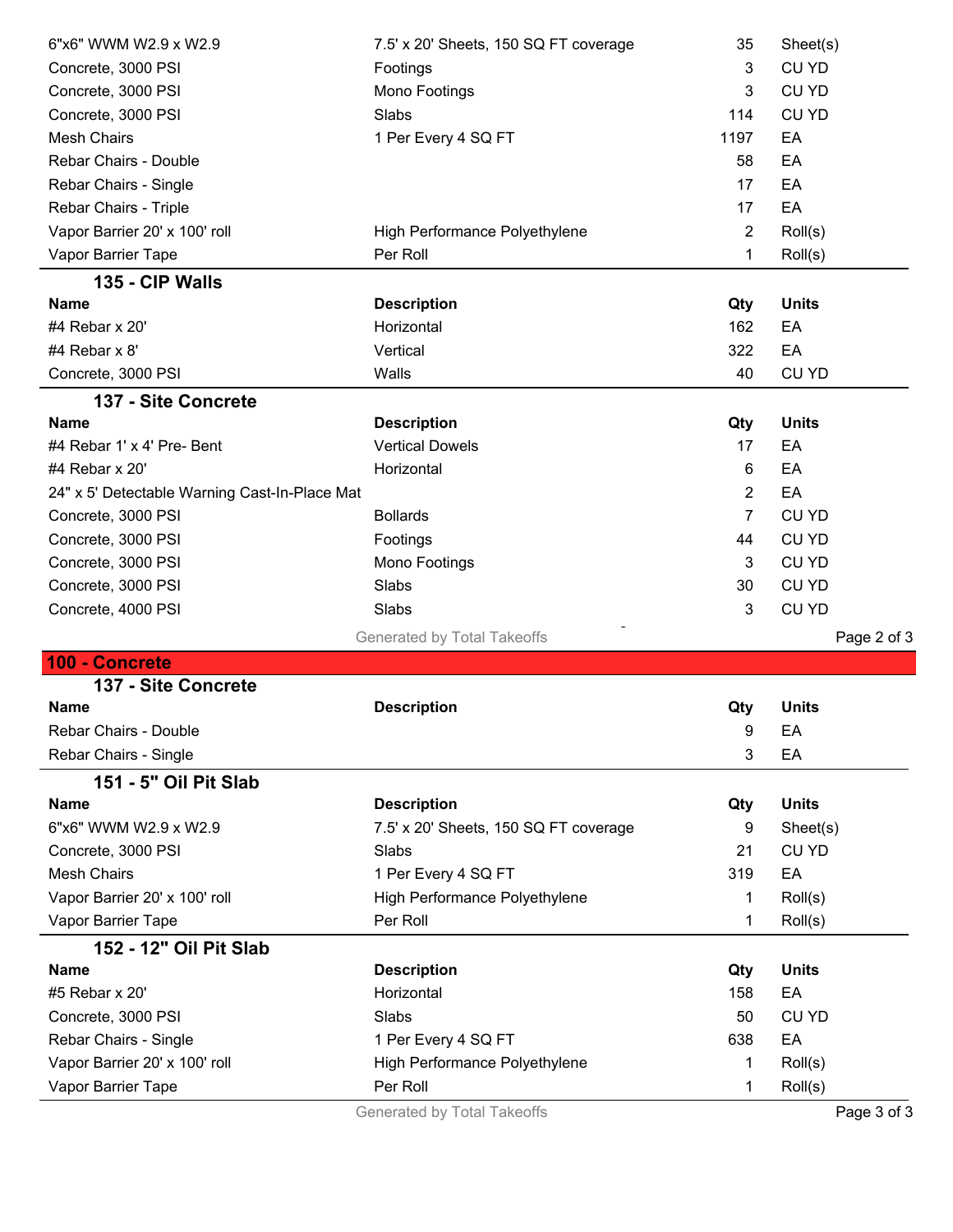| | | | |
|---|---|---|---|
| 6"x6" WWM W2.9 x W2.9 | 7.5' x 20' Sheets, 150 SQ FT coverage | 35 | Sheet(s) |
| Concrete, 3000 PSI | Footings | 3 | CU YD |
| Concrete, 3000 PSI | Mono Footings | 3 | CU YD |
| Concrete, 3000 PSI | Slabs | 114 | CU YD |
| Mesh Chairs | 1 Per Every 4 SQ FT | 1197 | EA |
| Rebar Chairs - Double | | 58 | EA |
| Rebar Chairs - Single | | 17 | EA |
| Rebar Chairs - Triple | | 17 | EA |
| Vapor Barrier 20' x 100' roll | High Performance Polyethylene | 2 | Roll(s) |
| Vapor Barrier Tape | Per Roll | 1 | Roll(s) |

### 135 - CIP Walls

| Name | Description | Qty | Units |
|---|---|---|---|
| #4 Rebar x 20' | Horizontal | 162 | EA |
| #4 Rebar x 8' | Vertical | 322 | EA |
| Concrete, 3000 PSI | Walls | 40 | CU YD |

### 137 - Site Concrete

| Name | Description | Qty | Units |
|---|---|---|---|
| #4 Rebar 1' x 4' Pre- Bent | Vertical Dowels | 17 | EA |
| #4 Rebar x 20' | Horizontal | 6 | EA |
| 24" x 5' Detectable Warning Cast-In-Place Mat | | 2 | EA |
| Concrete, 3000 PSI | Bollards | 7 | CU YD |
| Concrete, 3000 PSI | Footings | 44 | CU YD |
| Concrete, 3000 PSI | Mono Footings | 3 | CU YD |
| Concrete, 3000 PSI | Slabs | 30 | CU YD |
| Concrete, 4000 PSI | Slabs | 3 | CU YD |
| Rebar Chairs - Double | | 9 | EA |
| Rebar Chairs - Single | | 3 | EA |

## 100 - Concrete

### 151 - 5" Oil Pit Slab

| Name | Description | Qty | Units |
|---|---|---|---|
| 6"x6" WWM W2.9 x W2.9 | 7.5' x 20' Sheets, 150 SQ FT coverage | 9 | Sheet(s) |
| Concrete, 3000 PSI | Slabs | 21 | CU YD |
| Mesh Chairs | 1 Per Every 4 SQ FT | 319 | EA |
| Vapor Barrier 20' x 100' roll | High Performance Polyethylene | 1 | Roll(s) |
| Vapor Barrier Tape | Per Roll | 1 | Roll(s) |

### 152 - 12" Oil Pit Slab

| Name | Description | Qty | Units |
|---|---|---|---|
| #5 Rebar x 20' | Horizontal | 158 | EA |
| Concrete, 3000 PSI | Slabs | 50 | CU YD |
| Rebar Chairs - Single | 1 Per Every 4 SQ FT | 638 | EA |
| Vapor Barrier 20' x 100' roll | High Performance Polyethylene | 1 | Roll(s) |
| Vapor Barrier Tape | Per Roll | 1 | Roll(s) |